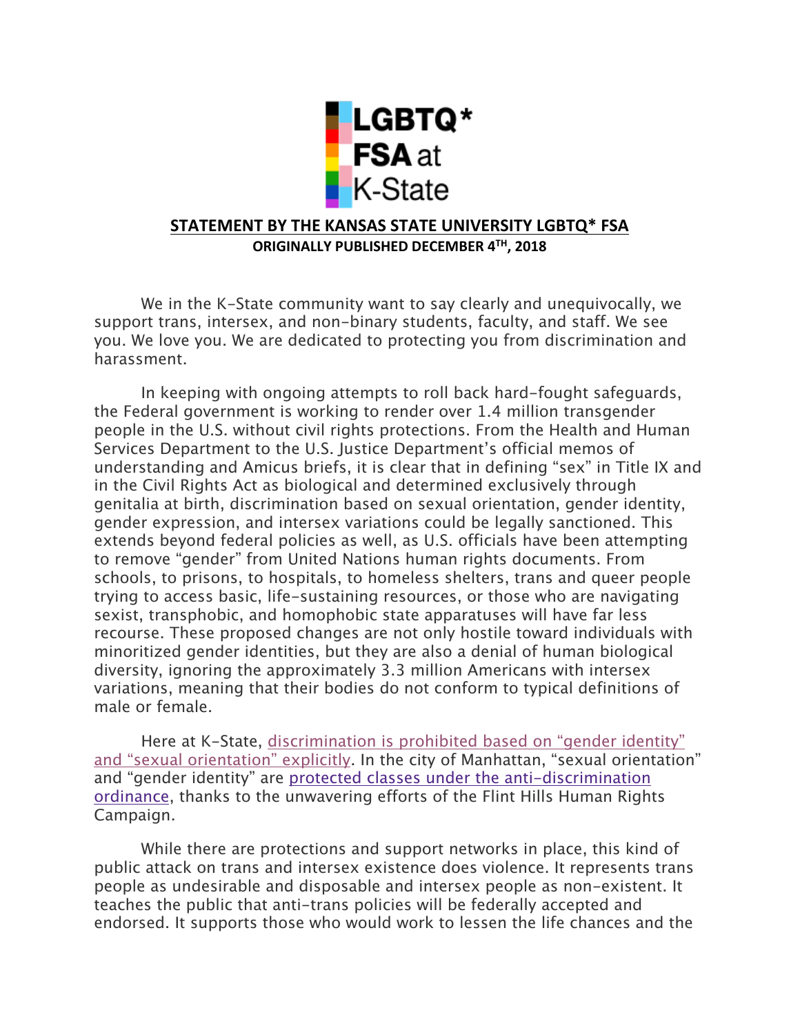LGBTQ* FSA at K-State

**STATEMENT BY THE KANSAS STATE UNIVERSITY LGBTQ* FSA**

**ORIGINALLY PUBLISHED DECEMBER 4TH, 2018**

We in the K-State community want to say clearly and unequivocally, we support trans, intersex, and non-binary students, faculty, and staff. We see you. We love you. We are dedicated to protecting you from discrimination and harassment.

In keeping with ongoing attempts to roll back hard-fought safeguards, the Federal government is working to render over 1.4 million transgender people in the U.S. without civil rights protections. From the Health and Human Services Department to the U.S. Justice Department's official memos of understanding and Amicus briefs, it is clear that in defining "sex" in Title IX and in the Civil Rights Act as biological and determined exclusively through genitalia at birth, discrimination based on sexual orientation, gender identity, gender expression, and intersex variations could be legally sanctioned. This extends beyond federal policies as well, as U.S. officials have been attempting to remove "gender" from United Nations human rights documents. From schools, to prisons, to hospitals, to homeless shelters, trans and queer people trying to access basic, life-sustaining resources, or those who are navigating sexist, transphobic, and homophobic state apparatuses will have far less recourse. These proposed changes are not only hostile toward individuals with minoritized gender identities, but they are also a denial of human biological diversity, ignoring the approximately 3.3 million Americans with intersex variations, meaning that their bodies do not conform to typical definitions of male or female.

Here at K-State, discrimination is prohibited based on "gender identity" and "sexual orientation" explicitly. In the city of Manhattan, "sexual orientation" and "gender identity" are protected classes under the anti-discrimination ordinance, thanks to the unwavering efforts of the Flint Hills Human Rights Campaign.

While there are protections and support networks in place, this kind of public attack on trans and intersex existence does violence. It represents trans people as undesirable and disposable and intersex people as non-existent. It teaches the public that anti-trans policies will be federally accepted and endorsed. It supports those who would work to lessen the life chances and the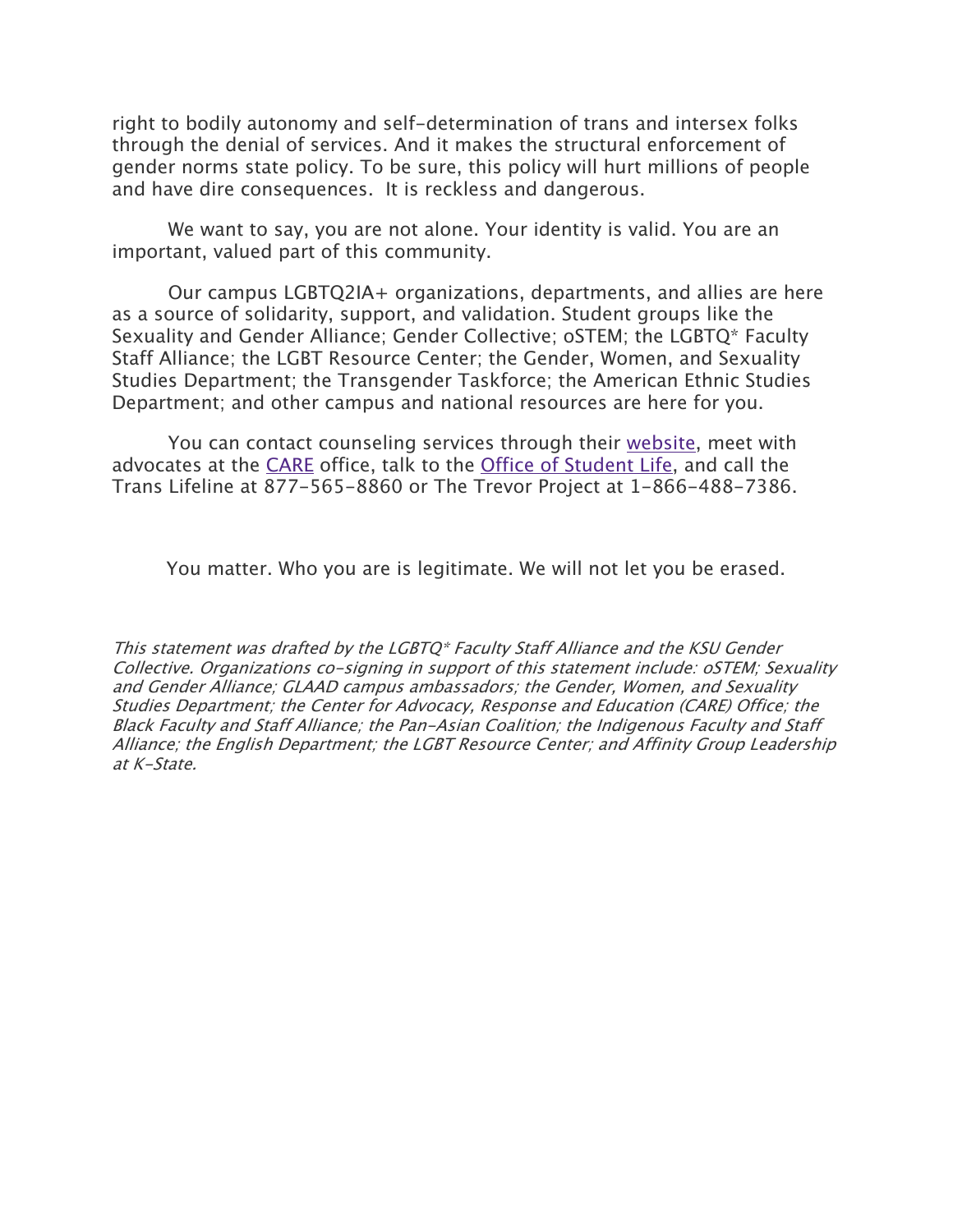right to bodily autonomy and self-determination of trans and intersex folks through the denial of services. And it makes the structural enforcement of gender norms state policy. To be sure, this policy will hurt millions of people and have dire consequences. It is reckless and dangerous.

We want to say, you are not alone. Your identity is valid. You are an important, valued part of this community.

Our campus LGBTQ2IA+ organizations, departments, and allies are here as a source of solidarity, support, and validation. Student groups like the Sexuality and Gender Alliance; Gender Collective; oSTEM; the LGBTQ* Faculty Staff Alliance; the LGBT Resource Center; the Gender, Women, and Sexuality Studies Department; the Transgender Taskforce; the American Ethnic Studies Department; and other campus and national resources are here for you.

You can contact counseling services through their website, meet with advocates at the CARE office, talk to the Office of Student Life, and call the Trans Lifeline at 877-565-8860 or The Trevor Project at 1-866-488-7386.

You matter. Who you are is legitimate. We will not let you be erased.

*This statement was drafted by the LGBTQ* Faculty Staff Alliance and the KSU Gender Collective. Organizations co-signing in support of this statement include: oSTEM; Sexuality and Gender Alliance; GLAAD campus ambassadors; the Gender, Women, and Sexuality Studies Department; the Center for Advocacy, Response and Education (CARE) Office; the Black Faculty and Staff Alliance; the Pan-Asian Coalition; the Indigenous Faculty and Staff Alliance; the English Department; the LGBT Resource Center; and Affinity Group Leadership at K-State.*